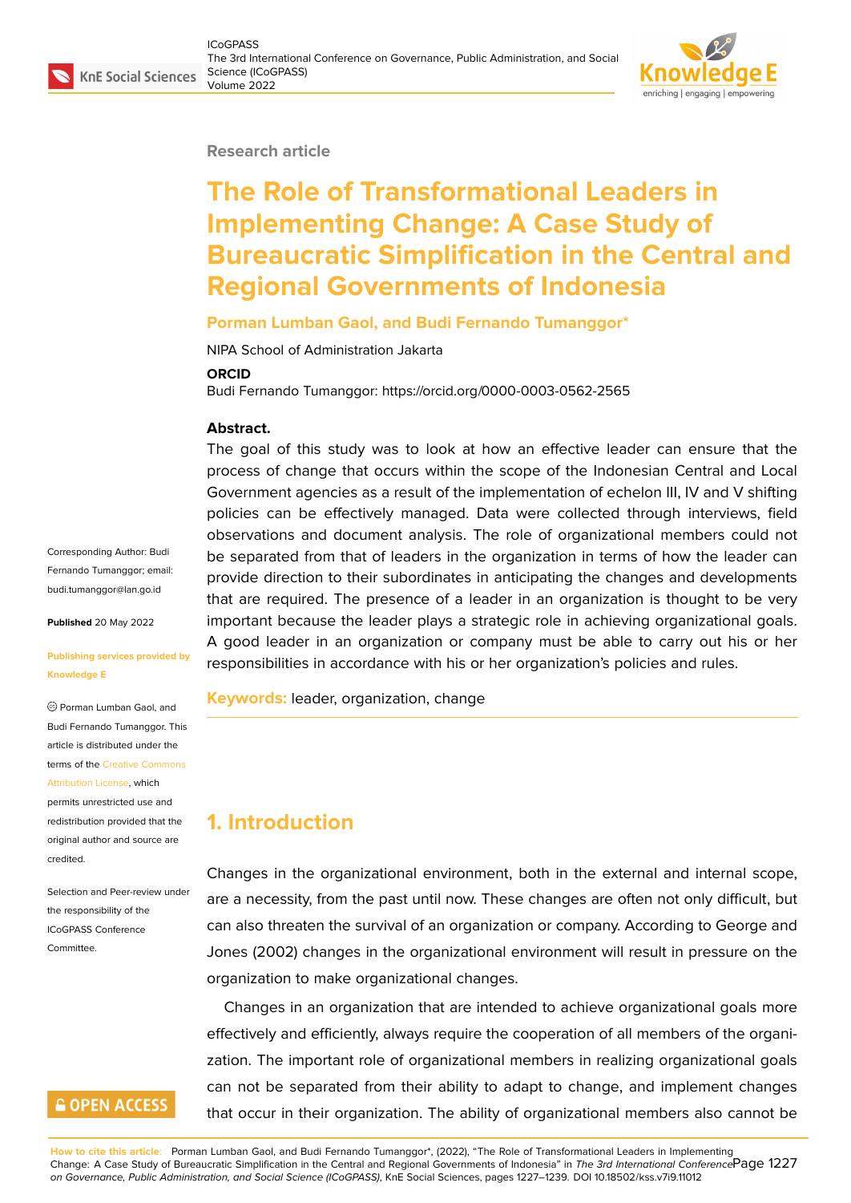Research article

# The Role of Transformational Leaders in Implementing Change: A Case Study of Bureaucratic Simplification in the Central and Regional Governments of Indonesia

**Porman Lumban Gaol, and Budi Fernando Tumanggor***

NIPA School of Administration Jakarta

**ORCID**

Budi Fernando Tumanggor: https://orcid.org/0000-0003-0562-2565

Corresponding Author: Budi Fernando Tumanggor; email: budi.tumanggor@lan.go.id

**Published** 20 May 2022

**Publishing services provided by Knowledge E**

© Porman Lumban Gaol, and Budi Fernando Tumanggor. This article is distributed under the terms of the Creative Commons Attribution License, which permits unrestricted use and redistribution provided that the original author and source are credited.

Selection and Peer-review under the responsibility of the ICoGPASS Conference Committee.

**Abstract.**

The goal of this study was to look at how an effective leader can ensure that the process of change that occurs within the scope of the Indonesian Central and Local Government agencies as a result of the implementation of echelon III, IV and V shifting policies can be effectively managed. Data were collected through interviews, field observations and document analysis. The role of organizational members could not be separated from that of leaders in the organization in terms of how the leader can provide direction to their subordinates in anticipating the changes and developments that are required. The presence of a leader in an organization is thought to be very important because the leader plays a strategic role in achieving organizational goals. A good leader in an organization or company must be able to carry out his or her responsibilities in accordance with his or her organization's policies and rules.

**Keywords:** leader, organization, change

## 1. Introduction

Changes in the organizational environment, both in the external and internal scope, are a necessity, from the past until now. These changes are often not only difficult, but can also threaten the survival of an organization or company. According to George and Jones (2002) changes in the organizational environment will result in pressure on the organization to make organizational changes.

Changes in an organization that are intended to achieve organizational goals more effectively and efficiently, always require the cooperation of all members of the organization. The important role of organizational members in realizing organizational goals can not be separated from their ability to adapt to change, and implement changes that occur in their organization. The ability of organizational members also cannot be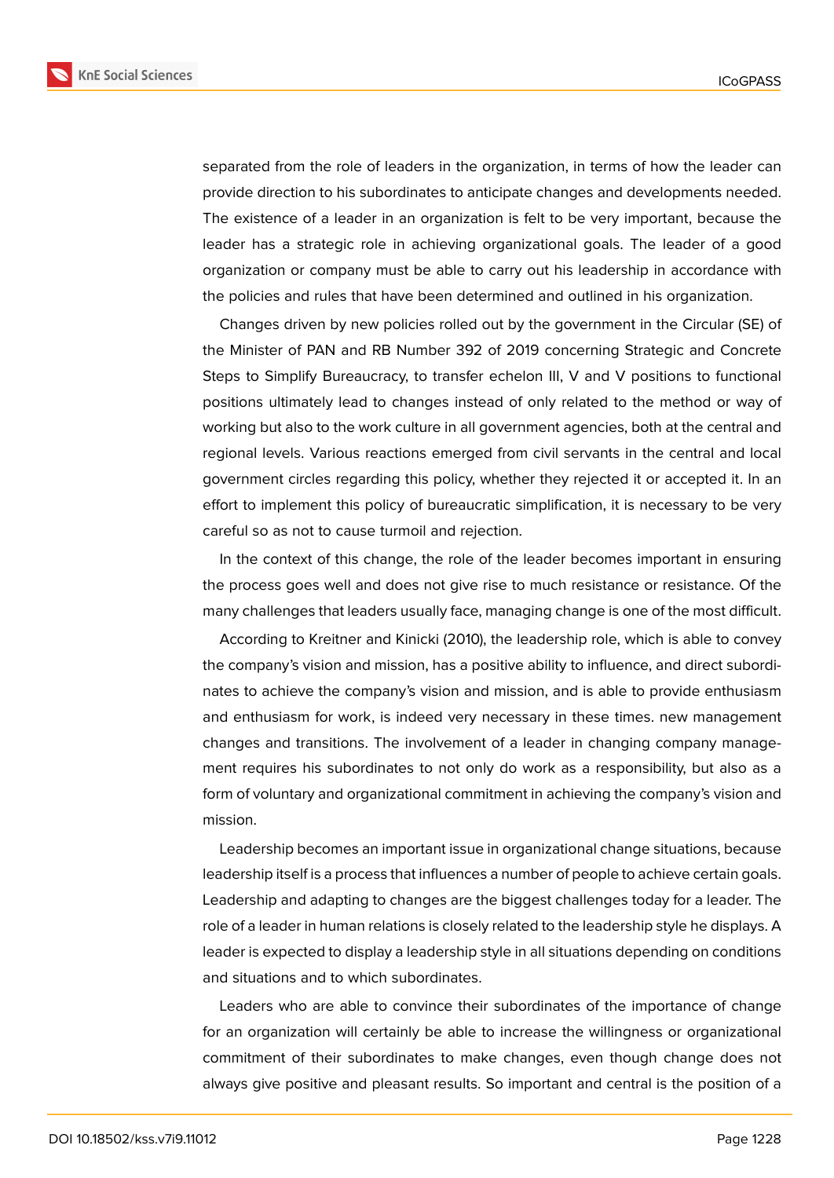separated from the role of leaders in the organization, in terms of how the leader can provide direction to his subordinates to anticipate changes and developments needed. The existence of a leader in an organization is felt to be very important, because the leader has a strategic role in achieving organizational goals. The leader of a good organization or company must be able to carry out his leadership in accordance with the policies and rules that have been determined and outlined in his organization.

Changes driven by new policies rolled out by the government in the Circular (SE) of the Minister of PAN and RB Number 392 of 2019 concerning Strategic and Concrete Steps to Simplify Bureaucracy, to transfer echelon III, V and V positions to functional positions ultimately lead to changes instead of only related to the method or way of working but also to the work culture in all government agencies, both at the central and regional levels. Various reactions emerged from civil servants in the central and local government circles regarding this policy, whether they rejected it or accepted it. In an effort to implement this policy of bureaucratic simplification, it is necessary to be very careful so as not to cause turmoil and rejection.

In the context of this change, the role of the leader becomes important in ensuring the process goes well and does not give rise to much resistance or resistance. Of the many challenges that leaders usually face, managing change is one of the most difficult.

According to Kreitner and Kinicki (2010), the leadership role, which is able to convey the company's vision and mission, has a positive ability to influence, and direct subordinates to achieve the company's vision and mission, and is able to provide enthusiasm and enthusiasm for work, is indeed very necessary in these times. new management changes and transitions. The involvement of a leader in changing company management requires his subordinates to not only do work as a responsibility, but also as a form of voluntary and organizational commitment in achieving the company's vision and mission.

Leadership becomes an important issue in organizational change situations, because leadership itself is a process that influences a number of people to achieve certain goals. Leadership and adapting to changes are the biggest challenges today for a leader. The role of a leader in human relations is closely related to the leadership style he displays. A leader is expected to display a leadership style in all situations depending on conditions and situations and to which subordinates.

Leaders who are able to convince their subordinates of the importance of change for an organization will certainly be able to increase the willingness or organizational commitment of their subordinates to make changes, even though change does not always give positive and pleasant results. So important and central is the position of a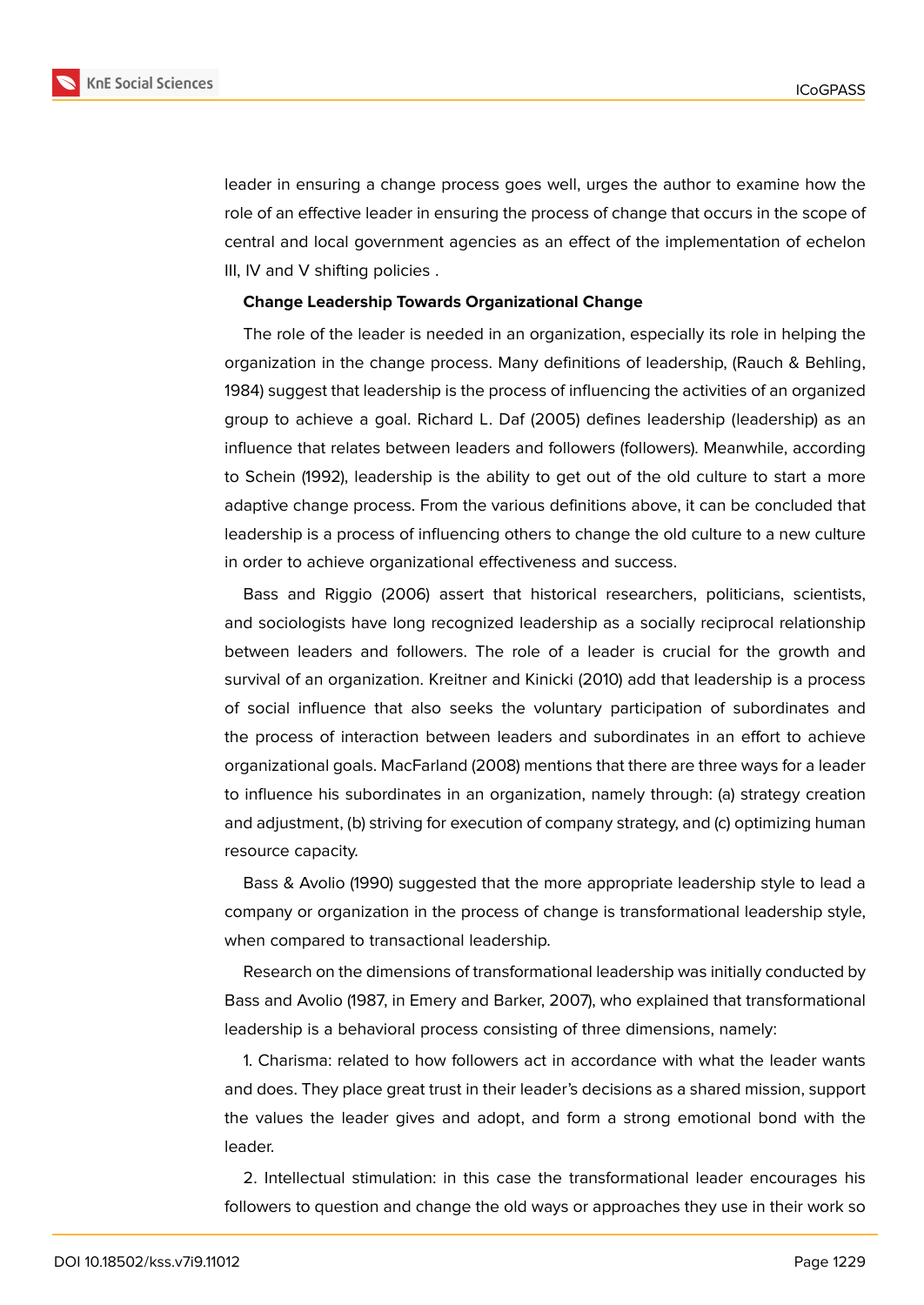leader in ensuring a change process goes well, urges the author to examine how the role of an effective leader in ensuring the process of change that occurs in the scope of central and local government agencies as an effect of the implementation of echelon III, IV and V shifting policies .

**Change Leadership Towards Organizational Change**

The role of the leader is needed in an organization, especially its role in helping the organization in the change process. Many definitions of leadership, (Rauch & Behling, 1984) suggest that leadership is the process of influencing the activities of an organized group to achieve a goal. Richard L. Daf (2005) defines leadership (leadership) as an influence that relates between leaders and followers (followers). Meanwhile, according to Schein (1992), leadership is the ability to get out of the old culture to start a more adaptive change process. From the various definitions above, it can be concluded that leadership is a process of influencing others to change the old culture to a new culture in order to achieve organizational effectiveness and success.

Bass and Riggio (2006) assert that historical researchers, politicians, scientists, and sociologists have long recognized leadership as a socially reciprocal relationship between leaders and followers. The role of a leader is crucial for the growth and survival of an organization. Kreitner and Kinicki (2010) add that leadership is a process of social influence that also seeks the voluntary participation of subordinates and the process of interaction between leaders and subordinates in an effort to achieve organizational goals. MacFarland (2008) mentions that there are three ways for a leader to influence his subordinates in an organization, namely through: (a) strategy creation and adjustment, (b) striving for execution of company strategy, and (c) optimizing human resource capacity.

Bass & Avolio (1990) suggested that the more appropriate leadership style to lead a company or organization in the process of change is transformational leadership style, when compared to transactional leadership.

Research on the dimensions of transformational leadership was initially conducted by Bass and Avolio (1987, in Emery and Barker, 2007), who explained that transformational leadership is a behavioral process consisting of three dimensions, namely:

1. Charisma: related to how followers act in accordance with what the leader wants and does. They place great trust in their leader's decisions as a shared mission, support the values the leader gives and adopt, and form a strong emotional bond with the leader.

2. Intellectual stimulation: in this case the transformational leader encourages his followers to question and change the old ways or approaches they use in their work so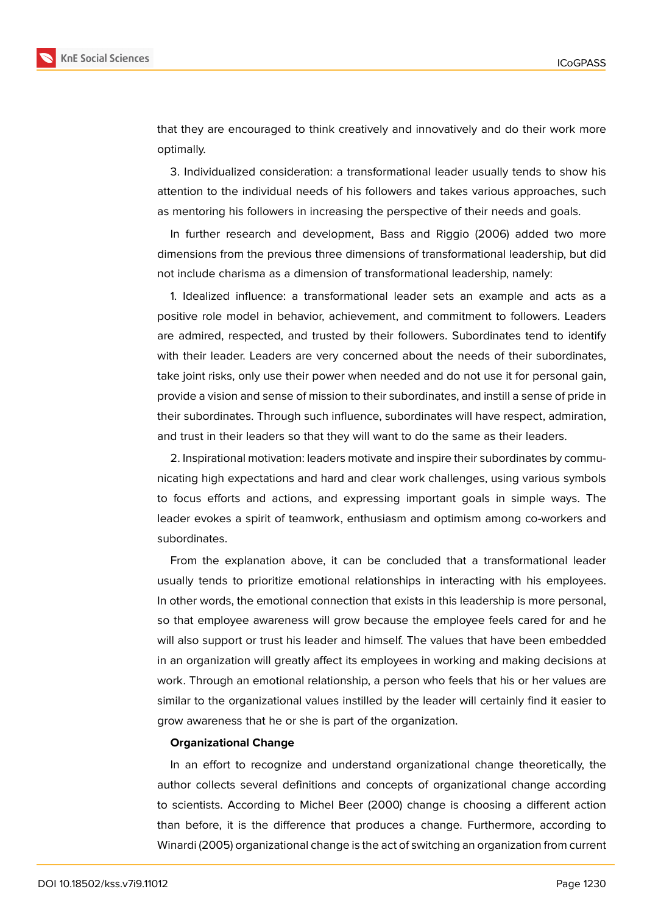that they are encouraged to think creatively and innovatively and do their work more optimally.

3. Individualized consideration: a transformational leader usually tends to show his attention to the individual needs of his followers and takes various approaches, such as mentoring his followers in increasing the perspective of their needs and goals.

In further research and development, Bass and Riggio (2006) added two more dimensions from the previous three dimensions of transformational leadership, but did not include charisma as a dimension of transformational leadership, namely:

1. Idealized influence: a transformational leader sets an example and acts as a positive role model in behavior, achievement, and commitment to followers. Leaders are admired, respected, and trusted by their followers. Subordinates tend to identify with their leader. Leaders are very concerned about the needs of their subordinates, take joint risks, only use their power when needed and do not use it for personal gain, provide a vision and sense of mission to their subordinates, and instill a sense of pride in their subordinates. Through such influence, subordinates will have respect, admiration, and trust in their leaders so that they will want to do the same as their leaders.

2. Inspirational motivation: leaders motivate and inspire their subordinates by communicating high expectations and hard and clear work challenges, using various symbols to focus efforts and actions, and expressing important goals in simple ways. The leader evokes a spirit of teamwork, enthusiasm and optimism among co-workers and subordinates.

From the explanation above, it can be concluded that a transformational leader usually tends to prioritize emotional relationships in interacting with his employees. In other words, the emotional connection that exists in this leadership is more personal, so that employee awareness will grow because the employee feels cared for and he will also support or trust his leader and himself. The values that have been embedded in an organization will greatly affect its employees in working and making decisions at work. Through an emotional relationship, a person who feels that his or her values are similar to the organizational values instilled by the leader will certainly find it easier to grow awareness that he or she is part of the organization.

**Organizational Change**

In an effort to recognize and understand organizational change theoretically, the author collects several definitions and concepts of organizational change according to scientists. According to Michel Beer (2000) change is choosing a different action than before, it is the difference that produces a change. Furthermore, according to Winardi (2005) organizational change is the act of switching an organization from current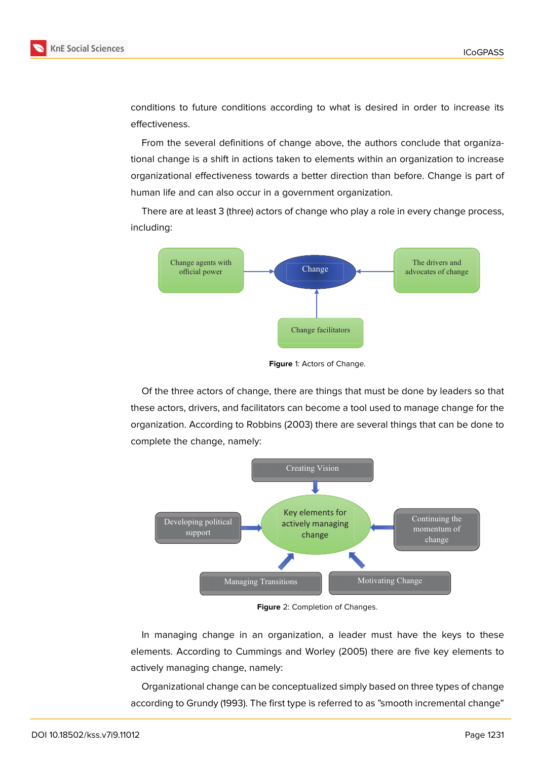conditions to future conditions according to what is desired in order to increase its effectiveness.

From the several definitions of change above, the authors conclude that organizational change is a shift in actions taken to elements within an organization to increase organizational effectiveness towards a better direction than before. Change is part of human life and can also occur in a government organization.

There are at least 3 (three) actors of change who play a role in every change process, including:

Change agents with official power → Change ← The drivers and advocates of change

Change facilitators → Change

**Figure** 1: Actors of Change.

Of the three actors of change, there are things that must be done by leaders so that these actors, drivers, and facilitators can become a tool used to manage change for the organization. According to Robbins (2003) there are several things that can be done to complete the change, namely:

Creating Vision → Key elements for actively managing change

Developing political support → Key elements for actively managing change

Continuing the momentum of change → Key elements for actively managing change

Managing Transitions → Key elements for actively managing change

Motivating Change → Key elements for actively managing change

**Figure** 2: Completion of Changes.

In managing change in an organization, a leader must have the keys to these elements. According to Cummings and Worley (2005) there are five key elements to actively managing change, namely:

Organizational change can be conceptualized simply based on three types of change according to Grundy (1993). The first type is referred to as "smooth incremental change"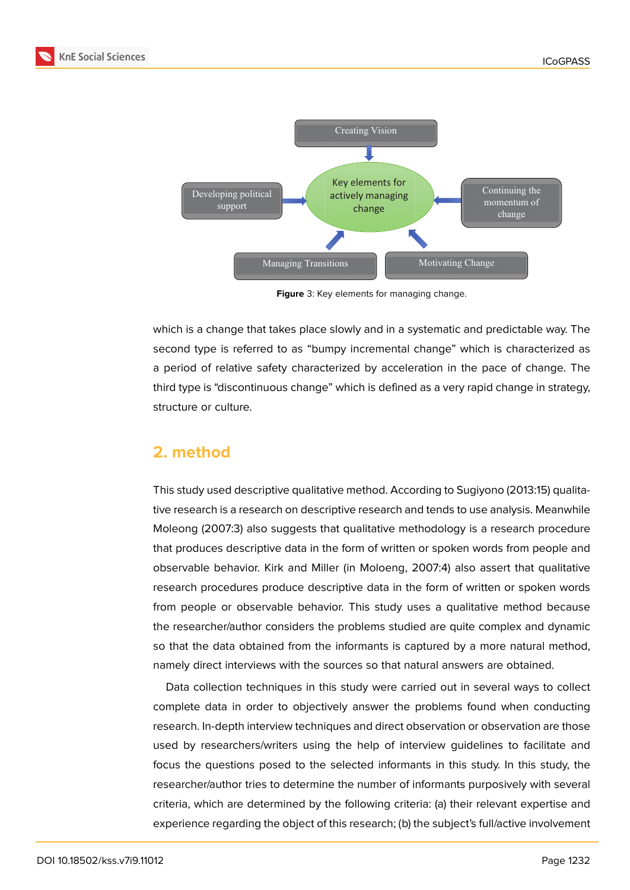Creating Vision

Developing political support

Key elements for actively managing change

Continuing the momentum of change

Managing Transitions

Motivating Change

**Figure** 3: Key elements for managing change.

which is a change that takes place slowly and in a systematic and predictable way. The second type is referred to as "bumpy incremental change" which is characterized as a period of relative safety characterized by acceleration in the pace of change. The third type is "discontinuous change" which is defined as a very rapid change in strategy, structure or culture.

## 2. method

This study used descriptive qualitative method. According to Sugiyono (2013:15) qualitative research is a research on descriptive research and tends to use analysis. Meanwhile Moleong (2007:3) also suggests that qualitative methodology is a research procedure that produces descriptive data in the form of written or spoken words from people and observable behavior. Kirk and Miller (in Moloeng, 2007:4) also assert that qualitative research procedures produce descriptive data in the form of written or spoken words from people or observable behavior. This study uses a qualitative method because the researcher/author considers the problems studied are quite complex and dynamic so that the data obtained from the informants is captured by a more natural method, namely direct interviews with the sources so that natural answers are obtained.

Data collection techniques in this study were carried out in several ways to collect complete data in order to objectively answer the problems found when conducting research. In-depth interview techniques and direct observation or observation are those used by researchers/writers using the help of interview guidelines to facilitate and focus the questions posed to the selected informants in this study. In this study, the researcher/author tries to determine the number of informants purposively with several criteria, which are determined by the following criteria: (a) their relevant expertise and experience regarding the object of this research; (b) the subject's full/active involvement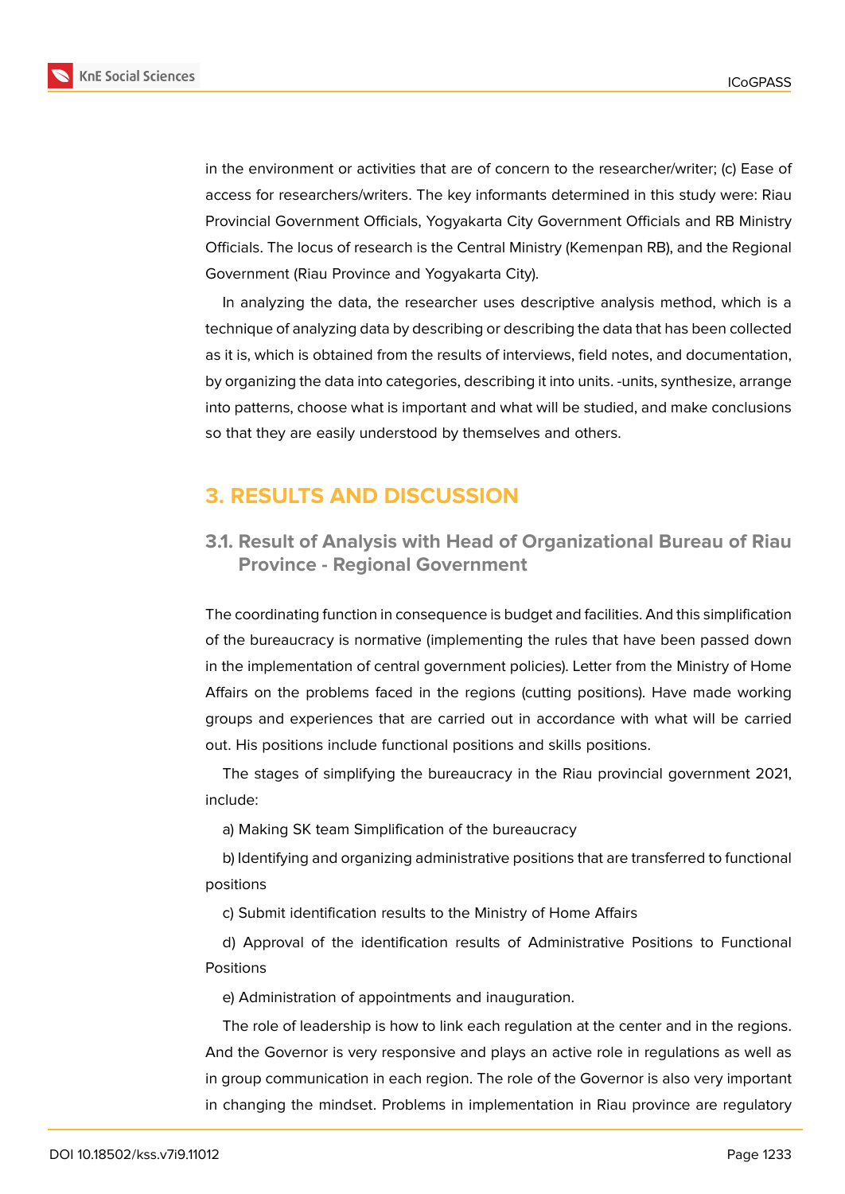in the environment or activities that are of concern to the researcher/writer; (c) Ease of access for researchers/writers. The key informants determined in this study were: Riau Provincial Government Officials, Yogyakarta City Government Officials and RB Ministry Officials. The locus of research is the Central Ministry (Kemenpan RB), and the Regional Government (Riau Province and Yogyakarta City).

In analyzing the data, the researcher uses descriptive analysis method, which is a technique of analyzing data by describing or describing the data that has been collected as it is, which is obtained from the results of interviews, field notes, and documentation, by organizing the data into categories, describing it into units. -units, synthesize, arrange into patterns, choose what is important and what will be studied, and make conclusions so that they are easily understood by themselves and others.

## 3. RESULTS AND DISCUSSION

### 3.1. Result of Analysis with Head of Organizational Bureau of Riau Province - Regional Government

The coordinating function in consequence is budget and facilities. And this simplification of the bureaucracy is normative (implementing the rules that have been passed down in the implementation of central government policies). Letter from the Ministry of Home Affairs on the problems faced in the regions (cutting positions). Have made working groups and experiences that are carried out in accordance with what will be carried out. His positions include functional positions and skills positions.

The stages of simplifying the bureaucracy in the Riau provincial government 2021, include:

a) Making SK team Simplification of the bureaucracy

b) Identifying and organizing administrative positions that are transferred to functional positions

c) Submit identification results to the Ministry of Home Affairs

d) Approval of the identification results of Administrative Positions to Functional Positions

e) Administration of appointments and inauguration.

The role of leadership is how to link each regulation at the center and in the regions. And the Governor is very responsive and plays an active role in regulations as well as in group communication in each region. The role of the Governor is also very important in changing the mindset. Problems in implementation in Riau province are regulatory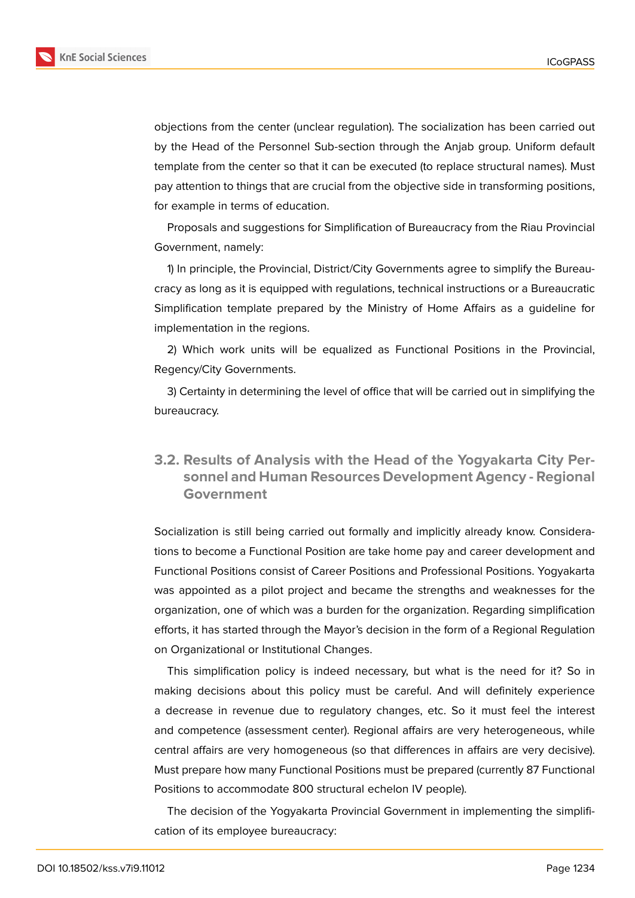objections from the center (unclear regulation). The socialization has been carried out by the Head of the Personnel Sub-section through the Anjab group. Uniform default template from the center so that it can be executed (to replace structural names). Must pay attention to things that are crucial from the objective side in transforming positions, for example in terms of education.

Proposals and suggestions for Simplification of Bureaucracy from the Riau Provincial Government, namely:

1) In principle, the Provincial, District/City Governments agree to simplify the Bureaucracy as long as it is equipped with regulations, technical instructions or a Bureaucratic Simplification template prepared by the Ministry of Home Affairs as a guideline for implementation in the regions.

2) Which work units will be equalized as Functional Positions in the Provincial, Regency/City Governments.

3) Certainty in determining the level of office that will be carried out in simplifying the bureaucracy.

## 3.2. Results of Analysis with the Head of the Yogyakarta City Personnel and Human Resources Development Agency - Regional Government

Socialization is still being carried out formally and implicitly already know. Considerations to become a Functional Position are take home pay and career development and Functional Positions consist of Career Positions and Professional Positions. Yogyakarta was appointed as a pilot project and became the strengths and weaknesses for the organization, one of which was a burden for the organization. Regarding simplification efforts, it has started through the Mayor's decision in the form of a Regional Regulation on Organizational or Institutional Changes.

This simplification policy is indeed necessary, but what is the need for it? So in making decisions about this policy must be careful. And will definitely experience a decrease in revenue due to regulatory changes, etc. So it must feel the interest and competence (assessment center). Regional affairs are very heterogeneous, while central affairs are very homogeneous (so that differences in affairs are very decisive). Must prepare how many Functional Positions must be prepared (currently 87 Functional Positions to accommodate 800 structural echelon IV people).

The decision of the Yogyakarta Provincial Government in implementing the simplification of its employee bureaucracy: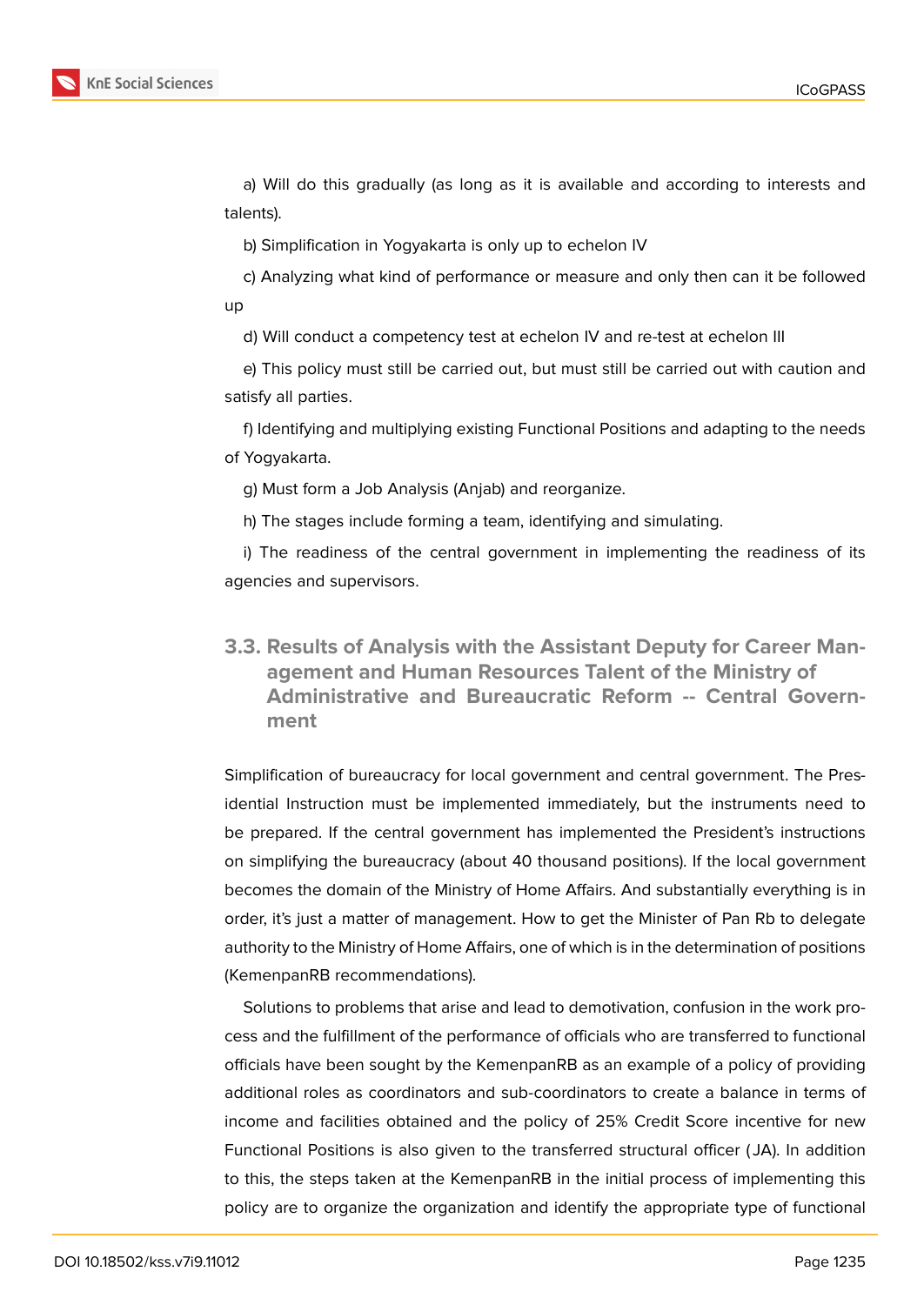a) Will do this gradually (as long as it is available and according to interests and talents).

b) Simplification in Yogyakarta is only up to echelon IV

c) Analyzing what kind of performance or measure and only then can it be followed up

d) Will conduct a competency test at echelon IV and re-test at echelon III

e) This policy must still be carried out, but must still be carried out with caution and satisfy all parties.

f) Identifying and multiplying existing Functional Positions and adapting to the needs of Yogyakarta.

g) Must form a Job Analysis (Anjab) and reorganize.

h) The stages include forming a team, identifying and simulating.

i) The readiness of the central government in implementing the readiness of its agencies and supervisors.

### 3.3. Results of Analysis with the Assistant Deputy for Career Management and Human Resources Talent of the Ministry of Administrative and Bureaucratic Reform -- Central Government

Simplification of bureaucracy for local government and central government. The Presidential Instruction must be implemented immediately, but the instruments need to be prepared. If the central government has implemented the President's instructions on simplifying the bureaucracy (about 40 thousand positions). If the local government becomes the domain of the Ministry of Home Affairs. And substantially everything is in order, it's just a matter of management. How to get the Minister of Pan Rb to delegate authority to the Ministry of Home Affairs, one of which is in the determination of positions (KemenpanRB recommendations).

Solutions to problems that arise and lead to demotivation, confusion in the work process and the fulfillment of the performance of officials who are transferred to functional officials have been sought by the KemenpanRB as an example of a policy of providing additional roles as coordinators and sub-coordinators to create a balance in terms of income and facilities obtained and the policy of 25% Credit Score incentive for new Functional Positions is also given to the transferred structural officer (JA). In addition to this, the steps taken at the KemenpanRB in the initial process of implementing this policy are to organize the organization and identify the appropriate type of functional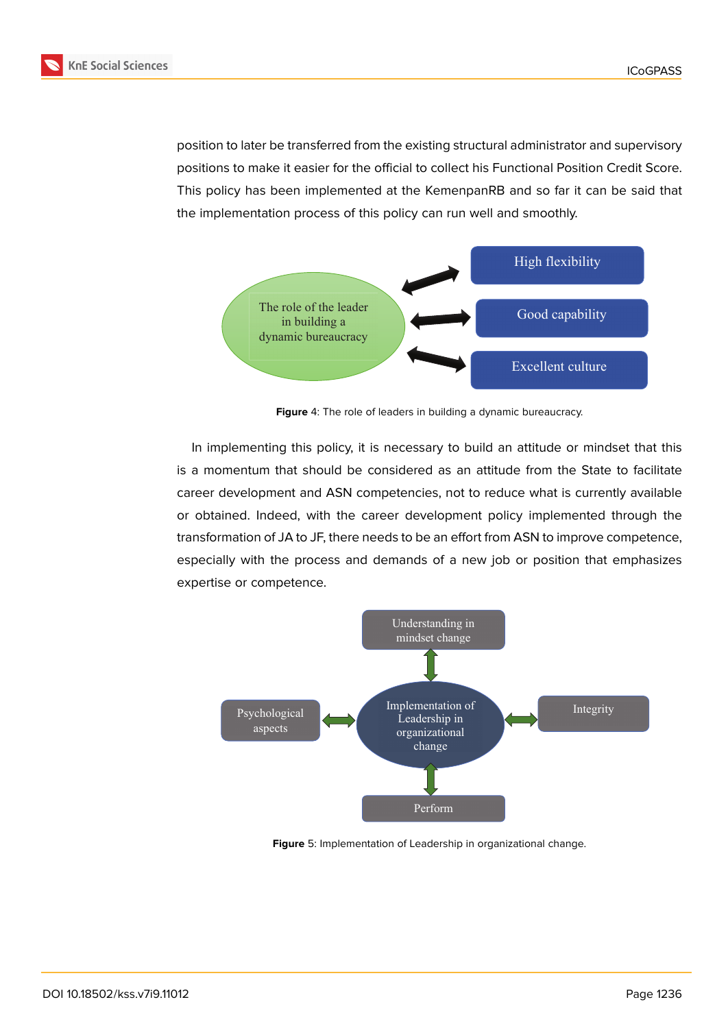position to later be transferred from the existing structural administrator and supervisory positions to make it easier for the official to collect his Functional Position Credit Score. This policy has been implemented at the KemenpanRB and so far it can be said that the implementation process of this policy can run well and smoothly.

The role of the leader in building a dynamic bureaucracy

High flexibility

Good capability

Excellent culture

**Figure** 4: The role of leaders in building a dynamic bureaucracy.

In implementing this policy, it is necessary to build an attitude or mindset that this is a momentum that should be considered as an attitude from the State to facilitate career development and ASN competencies, not to reduce what is currently available or obtained. Indeed, with the career development policy implemented through the transformation of JA to JF, there needs to be an effort from ASN to improve competence, especially with the process and demands of a new job or position that emphasizes expertise or competence.

Understanding in mindset change

Psychological aspects

Implementation of Leadership in organizational change

Integrity

Perform

**Figure** 5: Implementation of Leadership in organizational change.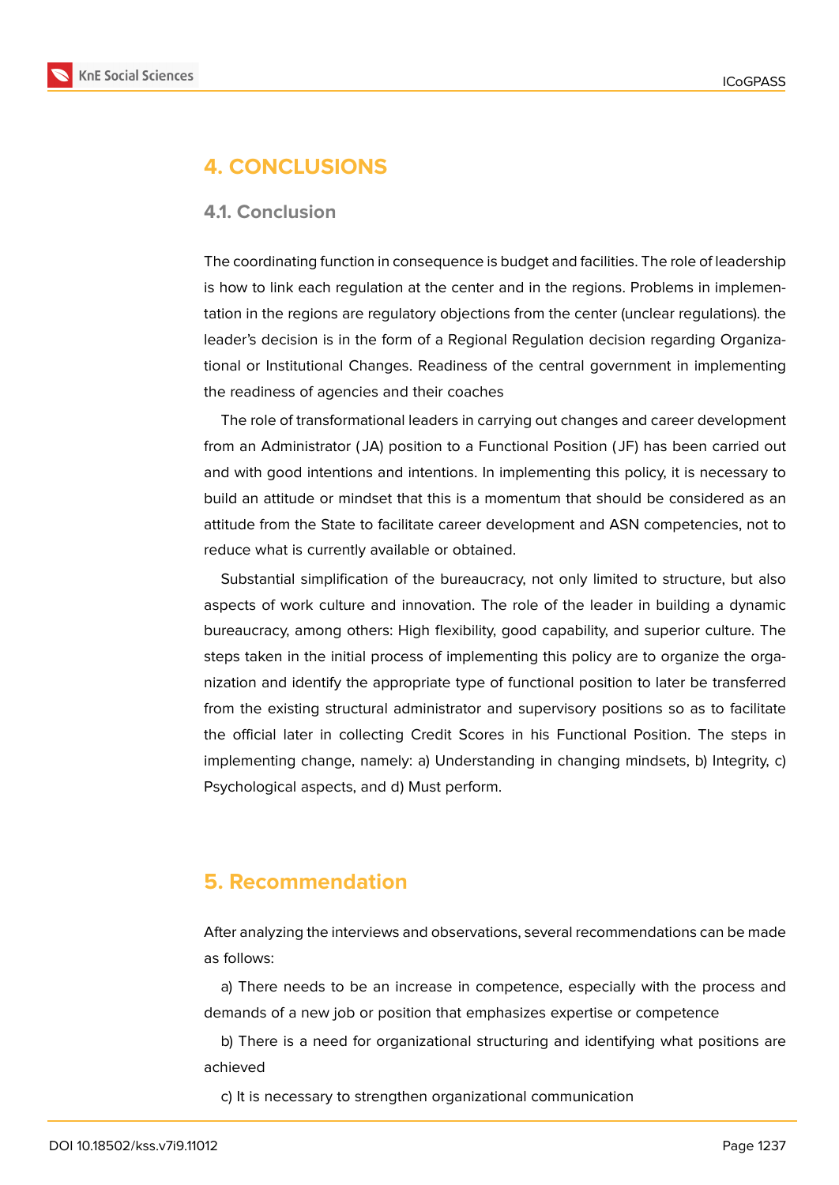## 4. CONCLUSIONS

### 4.1. Conclusion

The coordinating function in consequence is budget and facilities. The role of leadership is how to link each regulation at the center and in the regions. Problems in implementation in the regions are regulatory objections from the center (unclear regulations). the leader's decision is in the form of a Regional Regulation decision regarding Organizational or Institutional Changes. Readiness of the central government in implementing the readiness of agencies and their coaches

The role of transformational leaders in carrying out changes and career development from an Administrator (JA) position to a Functional Position (JF) has been carried out and with good intentions and intentions. In implementing this policy, it is necessary to build an attitude or mindset that this is a momentum that should be considered as an attitude from the State to facilitate career development and ASN competencies, not to reduce what is currently available or obtained.

Substantial simplification of the bureaucracy, not only limited to structure, but also aspects of work culture and innovation. The role of the leader in building a dynamic bureaucracy, among others: High flexibility, good capability, and superior culture. The steps taken in the initial process of implementing this policy are to organize the organization and identify the appropriate type of functional position to later be transferred from the existing structural administrator and supervisory positions so as to facilitate the official later in collecting Credit Scores in his Functional Position. The steps in implementing change, namely: a) Understanding in changing mindsets, b) Integrity, c) Psychological aspects, and d) Must perform.

## 5. Recommendation

After analyzing the interviews and observations, several recommendations can be made as follows:

a) There needs to be an increase in competence, especially with the process and demands of a new job or position that emphasizes expertise or competence

b) There is a need for organizational structuring and identifying what positions are achieved

c) It is necessary to strengthen organizational communication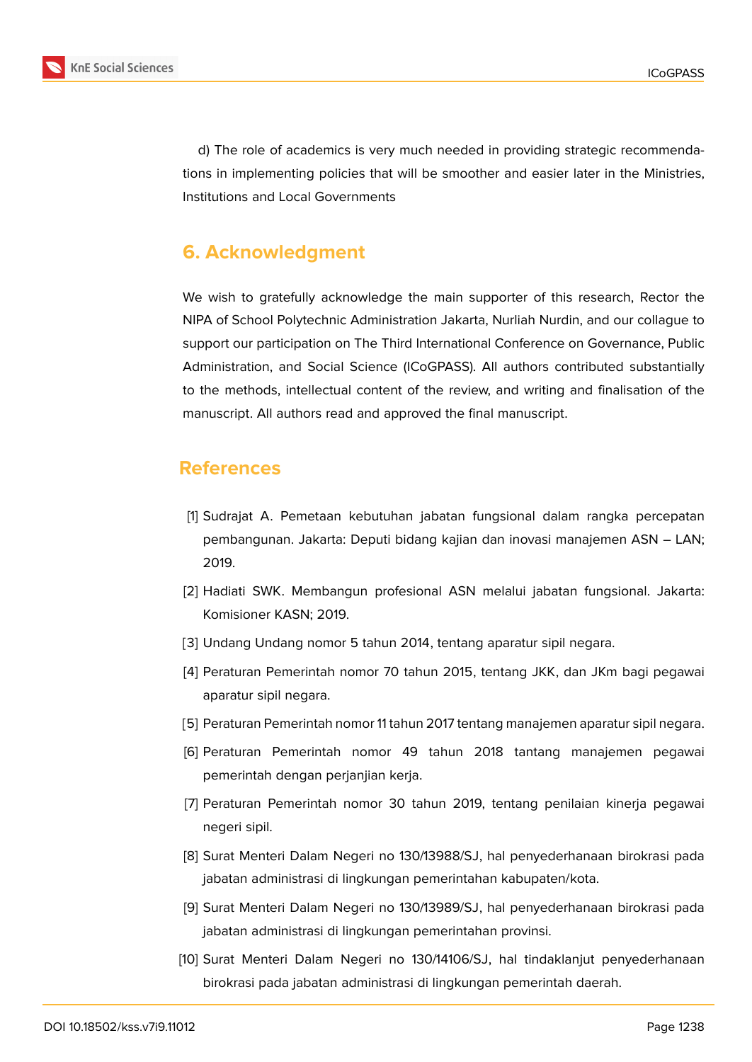d) The role of academics is very much needed in providing strategic recommendations in implementing policies that will be smoother and easier later in the Ministries, Institutions and Local Governments

## 6. Acknowledgment

We wish to gratefully acknowledge the main supporter of this research, Rector the NIPA of School Polytechnic Administration Jakarta, Nurliah Nurdin, and our collague to support our participation on The Third International Conference on Governance, Public Administration, and Social Science (ICoGPASS). All authors contributed substantially to the methods, intellectual content of the review, and writing and finalisation of the manuscript. All authors read and approved the final manuscript.

## References

[1] Sudrajat A. Pemetaan kebutuhan jabatan fungsional dalam rangka percepatan pembangunan. Jakarta: Deputi bidang kajian dan inovasi manajemen ASN – LAN; 2019.

[2] Hadiati SWK. Membangun profesional ASN melalui jabatan fungsional. Jakarta: Komisioner KASN; 2019.

[3] Undang Undang nomor 5 tahun 2014, tentang aparatur sipil negara.

[4] Peraturan Pemerintah nomor 70 tahun 2015, tentang JKK, dan JKm bagi pegawai aparatur sipil negara.

[5] Peraturan Pemerintah nomor 11 tahun 2017 tentang manajemen aparatur sipil negara.

[6] Peraturan Pemerintah nomor 49 tahun 2018 tantang manajemen pegawai pemerintah dengan perjanjian kerja.

[7] Peraturan Pemerintah nomor 30 tahun 2019, tentang penilaian kinerja pegawai negeri sipil.

[8] Surat Menteri Dalam Negeri no 130/13988/SJ, hal penyederhanaan birokrasi pada jabatan administrasi di lingkungan pemerintahan kabupaten/kota.

[9] Surat Menteri Dalam Negeri no 130/13989/SJ, hal penyederhanaan birokrasi pada jabatan administrasi di lingkungan pemerintahan provinsi.

[10] Surat Menteri Dalam Negeri no 130/14106/SJ, hal tindaklanjut penyederhanaan birokrasi pada jabatan administrasi di lingkungan pemerintah daerah.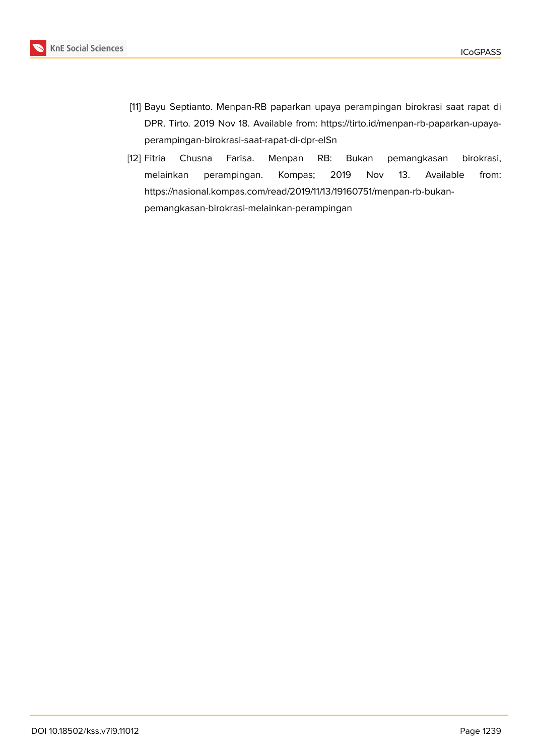[11] Bayu Septianto. Menpan-RB paparkan upaya perampingan birokrasi saat rapat di DPR. Tirto. 2019 Nov 18. Available from: https://tirto.id/menpan-rb-paparkan-upaya-perampingan-birokrasi-saat-rapat-di-dpr-elSn

[12] Fitria Chusna Farisa. Menpan RB: Bukan pemangkasan birokrasi, melainkan perampingan. Kompas; 2019 Nov 13. Available from: https://nasional.kompas.com/read/2019/11/13/19160751/menpan-rb-bukan-pemangkasan-birokrasi-melainkan-perampingan